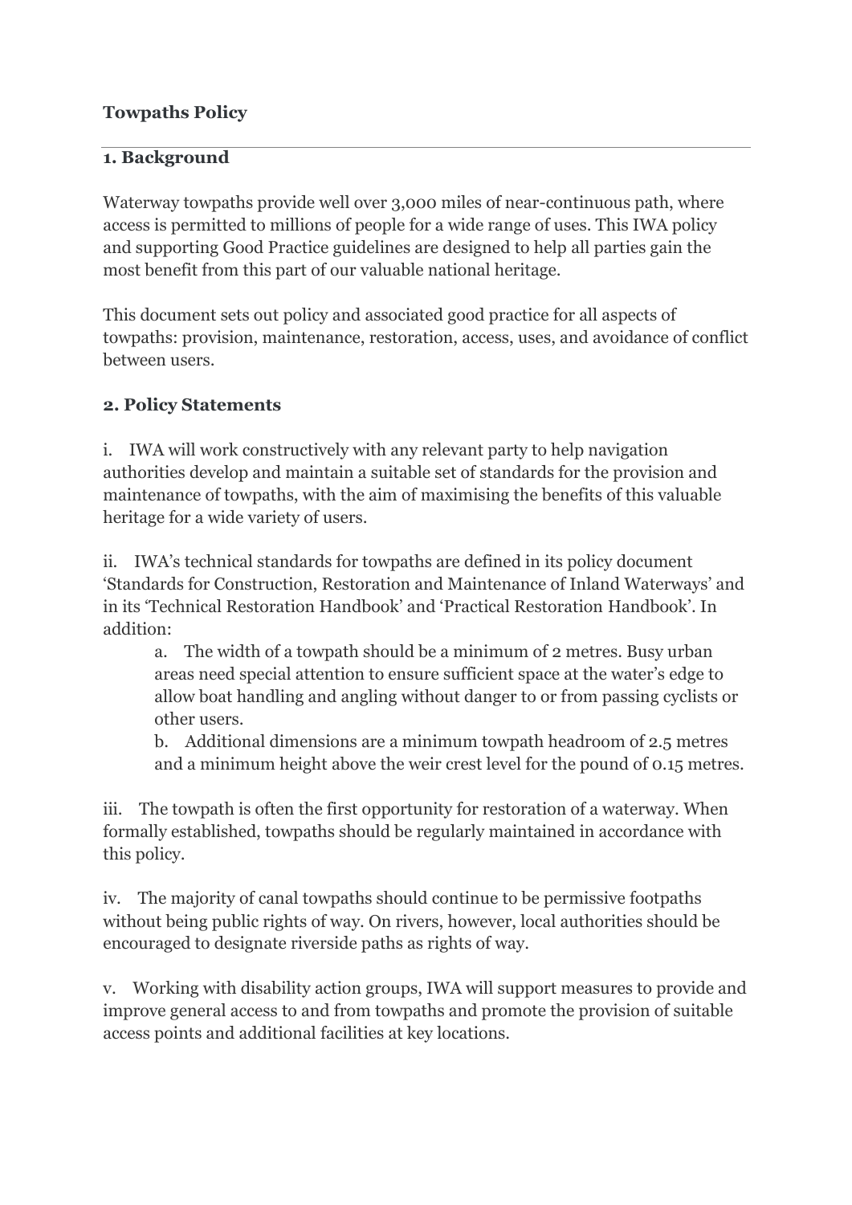# Towpaths Policy

## 1. Background

Waterway towpaths provide well over 3,000 miles of near-continuous path, where access is permitted to millions of people for a wide range of uses. This IWA policy and supporting Good Practice guidelines are designed to help all parties gain the most benefit from this part of our valuable national heritage.

This document sets out policy and associated good practice for all aspects of towpaths: provision, maintenance, restoration, access, uses, and avoidance of conflict between users.

## 2. Policy Statements

i. IWA will work constructively with any relevant party to help navigation authorities develop and maintain a suitable set of standards for the provision and maintenance of towpaths, with the aim of maximising the benefits of this valuable heritage for a wide variety of users.

ii. IWA's technical standards for towpaths are defined in its policy document 'Standards for Construction, Restoration and Maintenance of Inland Waterways' and in its 'Technical Restoration Handbook' and 'Practical Restoration Handbook'. In addition:

> a. The width of a towpath should be a minimum of 2 metres. Busy urban areas need special attention to ensure sufficient space at the water's edge to allow boat handling and angling without danger to or from passing cyclists or other users.
>
> b. Additional dimensions are a minimum towpath headroom of 2.5 metres and a minimum height above the weir crest level for the pound of 0.15 metres.

iii. The towpath is often the first opportunity for restoration of a waterway. When formally established, towpaths should be regularly maintained in accordance with this policy.

iv. The majority of canal towpaths should continue to be permissive footpaths without being public rights of way. On rivers, however, local authorities should be encouraged to designate riverside paths as rights of way.

v. Working with disability action groups, IWA will support measures to provide and improve general access to and from towpaths and promote the provision of suitable access points and additional facilities at key locations.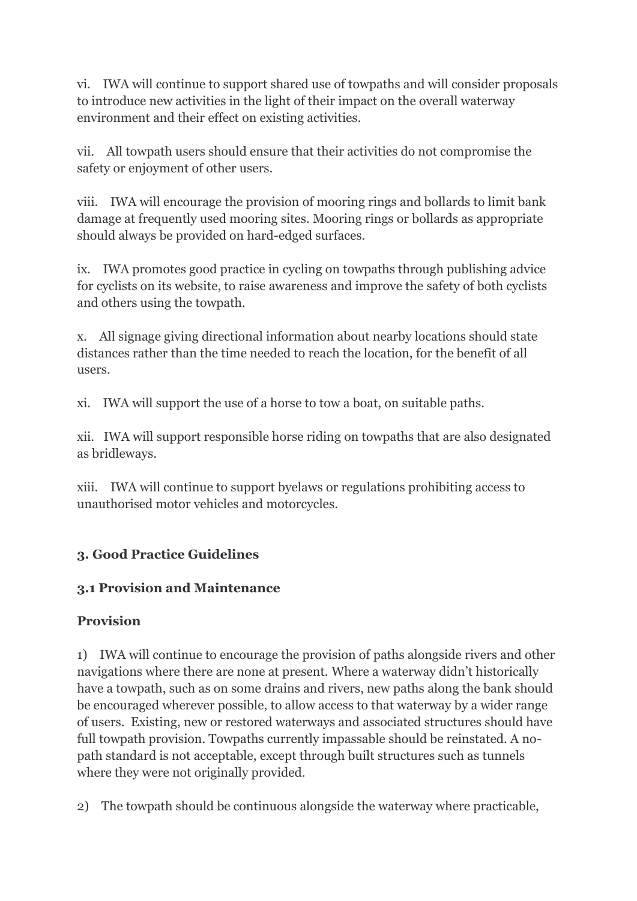vi. IWA will continue to support shared use of towpaths and will consider proposals to introduce new activities in the light of their impact on the overall waterway environment and their effect on existing activities.

vii. All towpath users should ensure that their activities do not compromise the safety or enjoyment of other users.

viii. IWA will encourage the provision of mooring rings and bollards to limit bank damage at frequently used mooring sites. Mooring rings or bollards as appropriate should always be provided on hard-edged surfaces.

ix. IWA promotes good practice in cycling on towpaths through publishing advice for cyclists on its website, to raise awareness and improve the safety of both cyclists and others using the towpath.

x. All signage giving directional information about nearby locations should state distances rather than the time needed to reach the location, for the benefit of all users.

xi. IWA will support the use of a horse to tow a boat, on suitable paths.

xii. IWA will support responsible horse riding on towpaths that are also designated as bridleways.

xiii. IWA will continue to support byelaws or regulations prohibiting access to unauthorised motor vehicles and motorcycles.

## 3. Good Practice Guidelines

### 3.1 Provision and Maintenance

#### Provision

1) IWA will continue to encourage the provision of paths alongside rivers and other navigations where there are none at present. Where a waterway didn't historically have a towpath, such as on some drains and rivers, new paths along the bank should be encouraged wherever possible, to allow access to that waterway by a wider range of users. Existing, new or restored waterways and associated structures should have full towpath provision. Towpaths currently impassable should be reinstated. A no-path standard is not acceptable, except through built structures such as tunnels where they were not originally provided.

2) The towpath should be continuous alongside the waterway where practicable,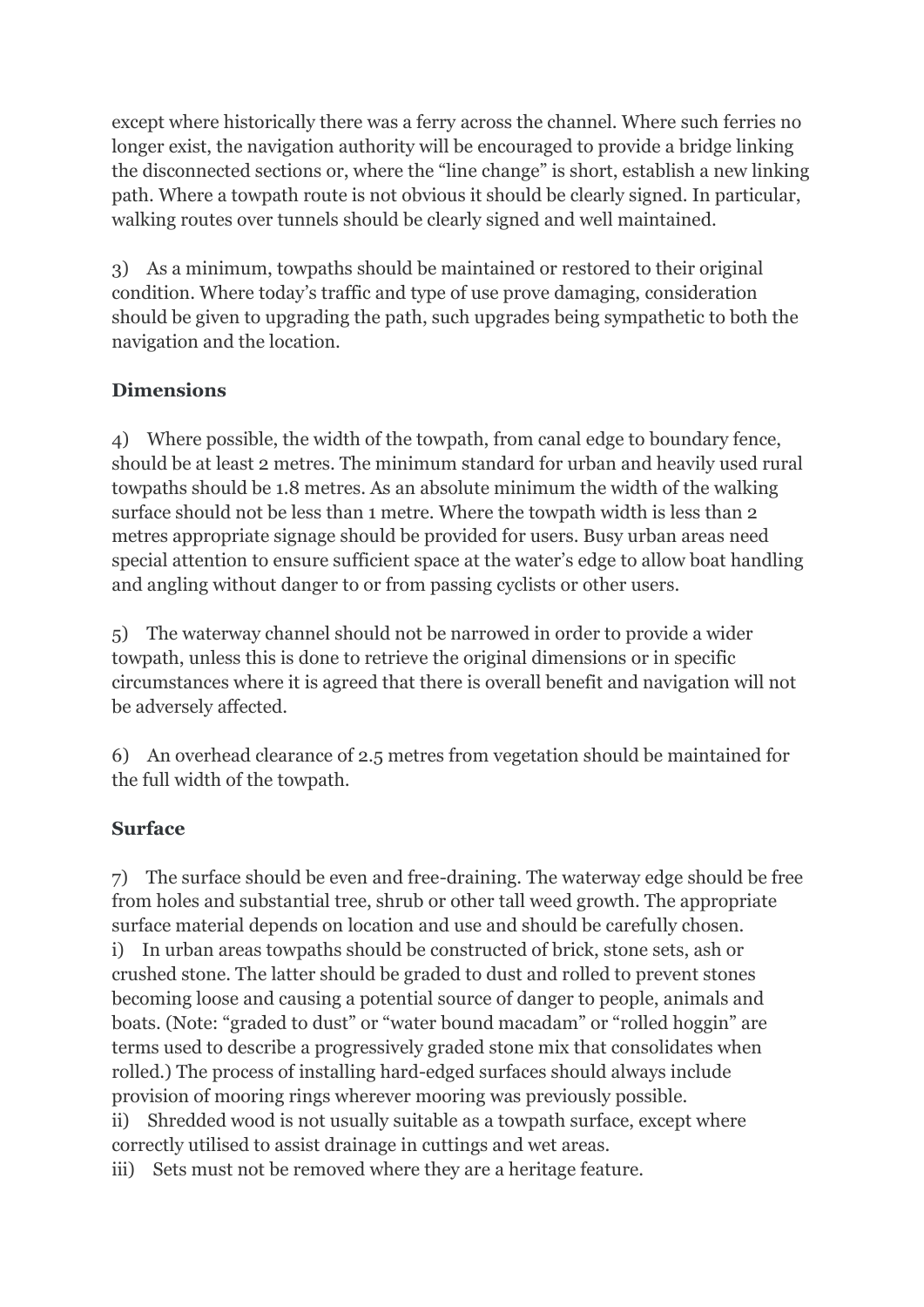except where historically there was a ferry across the channel. Where such ferries no longer exist, the navigation authority will be encouraged to provide a bridge linking the disconnected sections or, where the "line change" is short, establish a new linking path. Where a towpath route is not obvious it should be clearly signed. In particular, walking routes over tunnels should be clearly signed and well maintained.

3) As a minimum, towpaths should be maintained or restored to their original condition. Where today's traffic and type of use prove damaging, consideration should be given to upgrading the path, such upgrades being sympathetic to both the navigation and the location.

**Dimensions**

4) Where possible, the width of the towpath, from canal edge to boundary fence, should be at least 2 metres. The minimum standard for urban and heavily used rural towpaths should be 1.8 metres. As an absolute minimum the width of the walking surface should not be less than 1 metre. Where the towpath width is less than 2 metres appropriate signage should be provided for users. Busy urban areas need special attention to ensure sufficient space at the water's edge to allow boat handling and angling without danger to or from passing cyclists or other users.

5) The waterway channel should not be narrowed in order to provide a wider towpath, unless this is done to retrieve the original dimensions or in specific circumstances where it is agreed that there is overall benefit and navigation will not be adversely affected.

6) An overhead clearance of 2.5 metres from vegetation should be maintained for the full width of the towpath.

**Surface**

7) The surface should be even and free-draining. The waterway edge should be free from holes and substantial tree, shrub or other tall weed growth. The appropriate surface material depends on location and use and should be carefully chosen.
i) In urban areas towpaths should be constructed of brick, stone sets, ash or crushed stone. The latter should be graded to dust and rolled to prevent stones becoming loose and causing a potential source of danger to people, animals and boats. (Note: "graded to dust" or "water bound macadam" or "rolled hoggin" are terms used to describe a progressively graded stone mix that consolidates when rolled.) The process of installing hard-edged surfaces should always include provision of mooring rings wherever mooring was previously possible.
ii) Shredded wood is not usually suitable as a towpath surface, except where correctly utilised to assist drainage in cuttings and wet areas.
iii) Sets must not be removed where they are a heritage feature.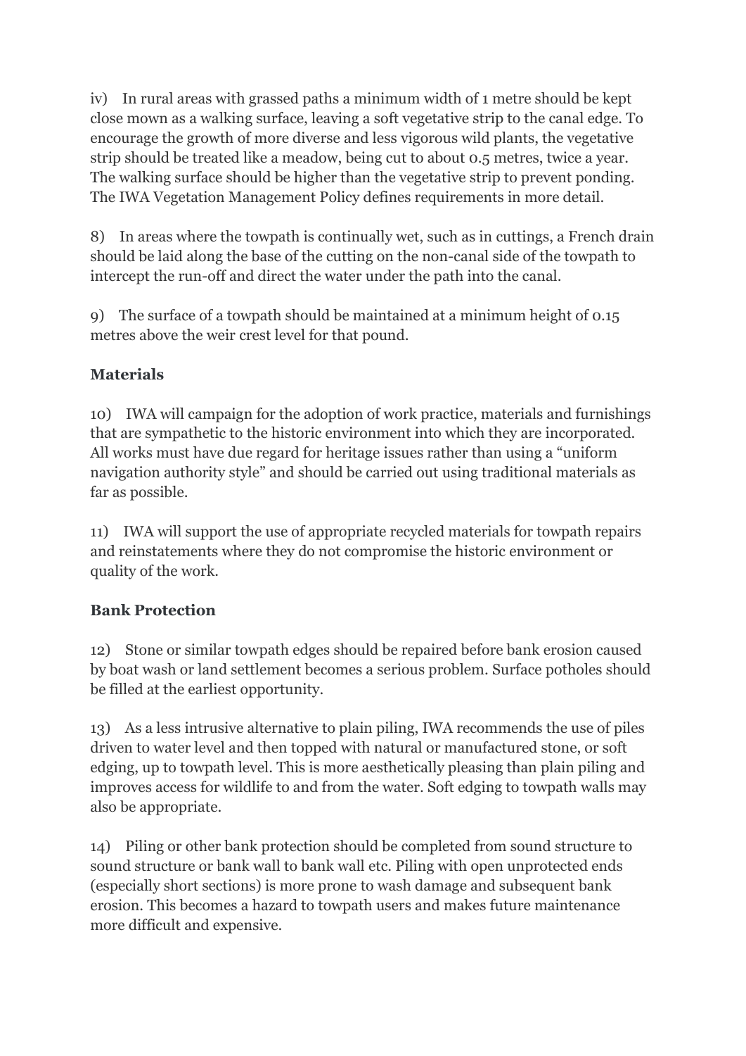iv) In rural areas with grassed paths a minimum width of 1 metre should be kept close mown as a walking surface, leaving a soft vegetative strip to the canal edge. To encourage the growth of more diverse and less vigorous wild plants, the vegetative strip should be treated like a meadow, being cut to about 0.5 metres, twice a year. The walking surface should be higher than the vegetative strip to prevent ponding. The IWA Vegetation Management Policy defines requirements in more detail.

8) In areas where the towpath is continually wet, such as in cuttings, a French drain should be laid along the base of the cutting on the non-canal side of the towpath to intercept the run-off and direct the water under the path into the canal.

9) The surface of a towpath should be maintained at a minimum height of 0.15 metres above the weir crest level for that pound.

**Materials**

10) IWA will campaign for the adoption of work practice, materials and furnishings that are sympathetic to the historic environment into which they are incorporated. All works must have due regard for heritage issues rather than using a "uniform navigation authority style" and should be carried out using traditional materials as far as possible.

11) IWA will support the use of appropriate recycled materials for towpath repairs and reinstatements where they do not compromise the historic environment or quality of the work.

**Bank Protection**

12) Stone or similar towpath edges should be repaired before bank erosion caused by boat wash or land settlement becomes a serious problem. Surface potholes should be filled at the earliest opportunity.

13) As a less intrusive alternative to plain piling, IWA recommends the use of piles driven to water level and then topped with natural or manufactured stone, or soft edging, up to towpath level. This is more aesthetically pleasing than plain piling and improves access for wildlife to and from the water. Soft edging to towpath walls may also be appropriate.

14) Piling or other bank protection should be completed from sound structure to sound structure or bank wall to bank wall etc. Piling with open unprotected ends (especially short sections) is more prone to wash damage and subsequent bank erosion. This becomes a hazard to towpath users and makes future maintenance more difficult and expensive.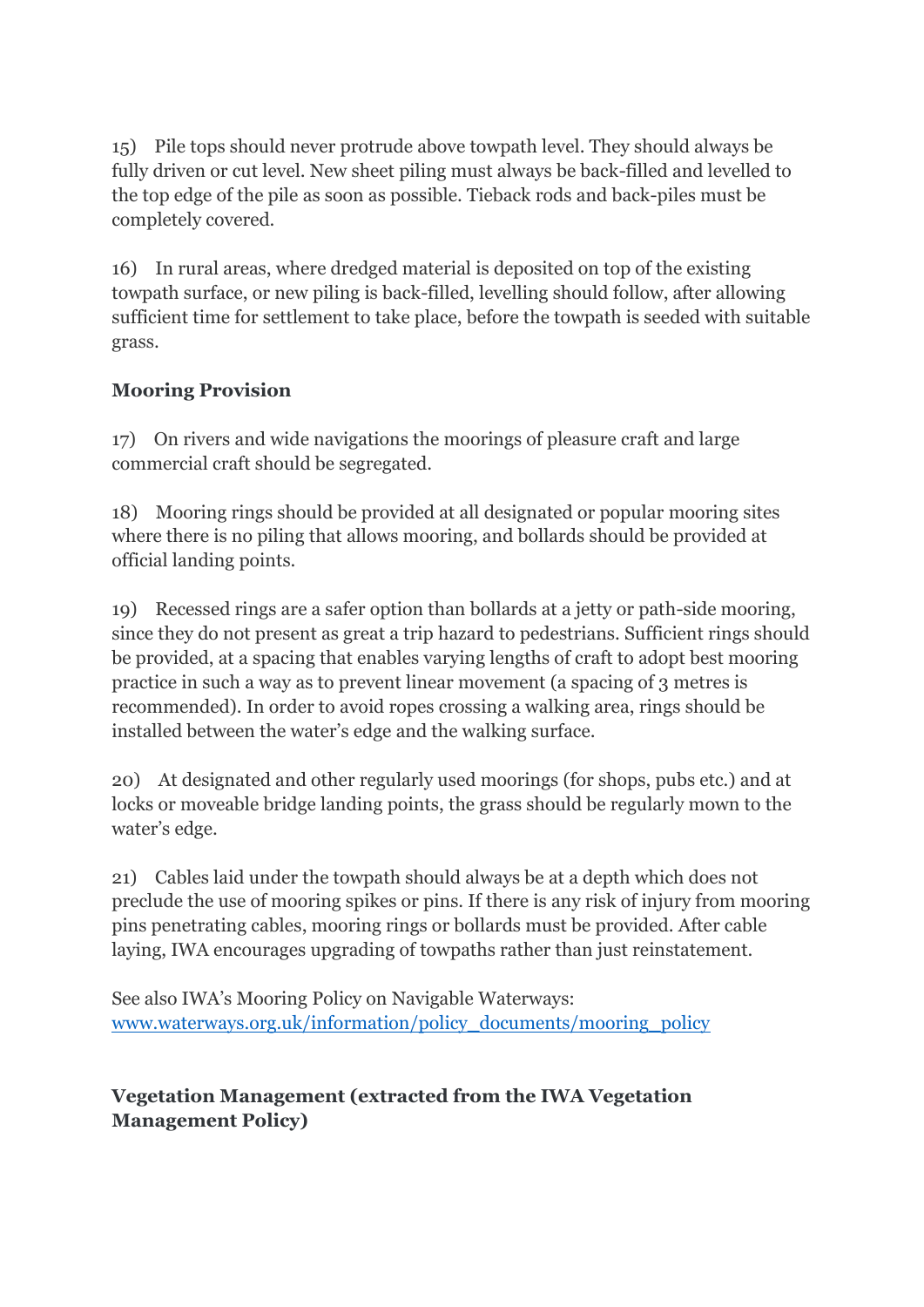15) Pile tops should never protrude above towpath level. They should always be fully driven or cut level. New sheet piling must always be back-filled and levelled to the top edge of the pile as soon as possible. Tieback rods and back-piles must be completely covered.

16) In rural areas, where dredged material is deposited on top of the existing towpath surface, or new piling is back-filled, levelling should follow, after allowing sufficient time for settlement to take place, before the towpath is seeded with suitable grass.

**Mooring Provision**

17) On rivers and wide navigations the moorings of pleasure craft and large commercial craft should be segregated.

18) Mooring rings should be provided at all designated or popular mooring sites where there is no piling that allows mooring, and bollards should be provided at official landing points.

19) Recessed rings are a safer option than bollards at a jetty or path-side mooring, since they do not present as great a trip hazard to pedestrians. Sufficient rings should be provided, at a spacing that enables varying lengths of craft to adopt best mooring practice in such a way as to prevent linear movement (a spacing of 3 metres is recommended). In order to avoid ropes crossing a walking area, rings should be installed between the water's edge and the walking surface.

20) At designated and other regularly used moorings (for shops, pubs etc.) and at locks or moveable bridge landing points, the grass should be regularly mown to the water's edge.

21) Cables laid under the towpath should always be at a depth which does not preclude the use of mooring spikes or pins. If there is any risk of injury from mooring pins penetrating cables, mooring rings or bollards must be provided. After cable laying, IWA encourages upgrading of towpaths rather than just reinstatement.

See also IWA's Mooring Policy on Navigable Waterways: [www.waterways.org.uk/information/policy_documents/mooring_policy](www.waterways.org.uk/information/policy_documents/mooring_policy)

**Vegetation Management (extracted from the IWA Vegetation Management Policy)**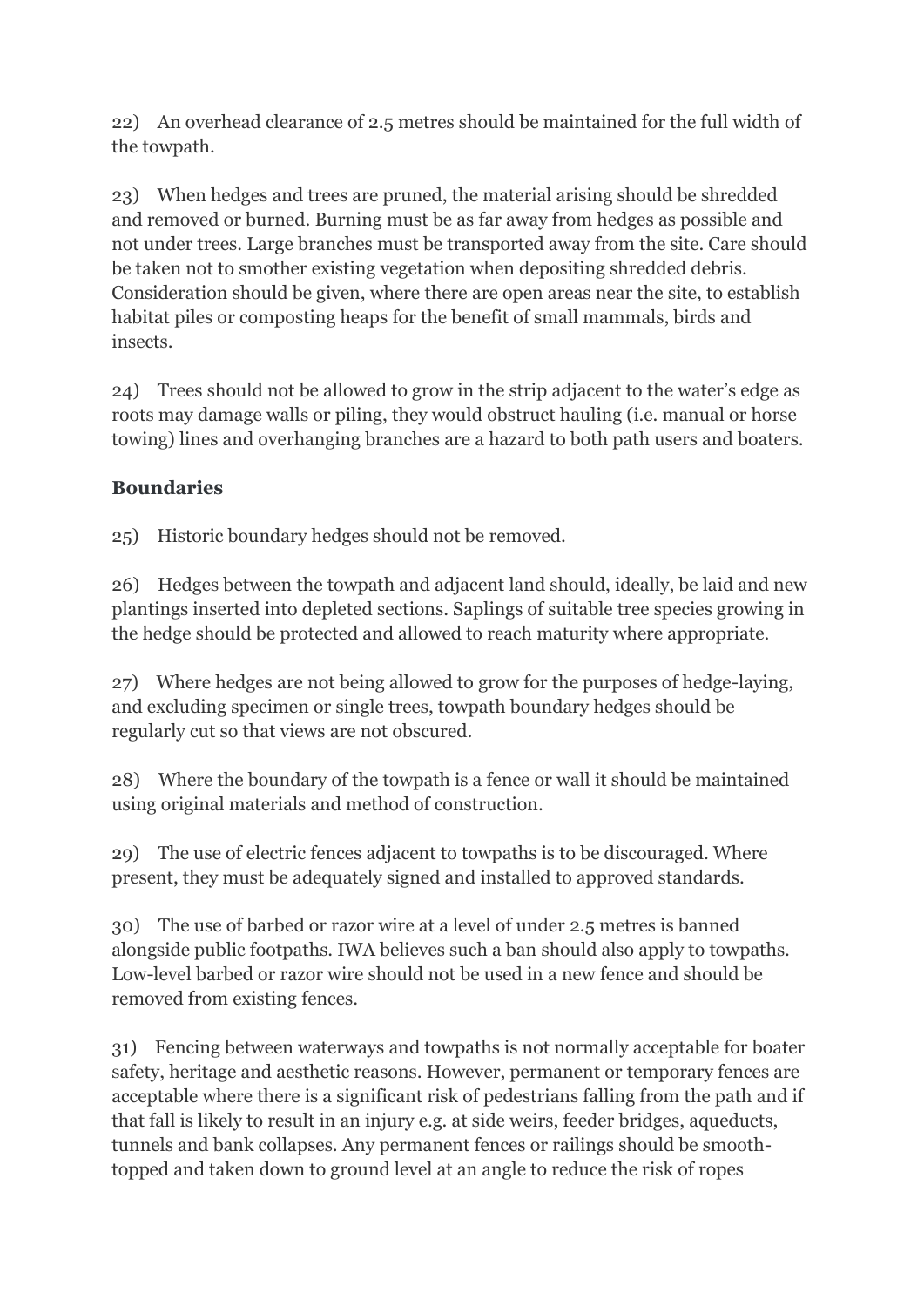22) An overhead clearance of 2.5 metres should be maintained for the full width of the towpath.

23) When hedges and trees are pruned, the material arising should be shredded and removed or burned. Burning must be as far away from hedges as possible and not under trees. Large branches must be transported away from the site. Care should be taken not to smother existing vegetation when depositing shredded debris. Consideration should be given, where there are open areas near the site, to establish habitat piles or composting heaps for the benefit of small mammals, birds and insects.

24) Trees should not be allowed to grow in the strip adjacent to the water's edge as roots may damage walls or piling, they would obstruct hauling (i.e. manual or horse towing) lines and overhanging branches are a hazard to both path users and boaters.

**Boundaries**

25) Historic boundary hedges should not be removed.

26) Hedges between the towpath and adjacent land should, ideally, be laid and new plantings inserted into depleted sections. Saplings of suitable tree species growing in the hedge should be protected and allowed to reach maturity where appropriate.

27) Where hedges are not being allowed to grow for the purposes of hedge-laying, and excluding specimen or single trees, towpath boundary hedges should be regularly cut so that views are not obscured.

28) Where the boundary of the towpath is a fence or wall it should be maintained using original materials and method of construction.

29) The use of electric fences adjacent to towpaths is to be discouraged. Where present, they must be adequately signed and installed to approved standards.

30) The use of barbed or razor wire at a level of under 2.5 metres is banned alongside public footpaths. IWA believes such a ban should also apply to towpaths. Low-level barbed or razor wire should not be used in a new fence and should be removed from existing fences.

31) Fencing between waterways and towpaths is not normally acceptable for boater safety, heritage and aesthetic reasons. However, permanent or temporary fences are acceptable where there is a significant risk of pedestrians falling from the path and if that fall is likely to result in an injury e.g. at side weirs, feeder bridges, aqueducts, tunnels and bank collapses. Any permanent fences or railings should be smooth-topped and taken down to ground level at an angle to reduce the risk of ropes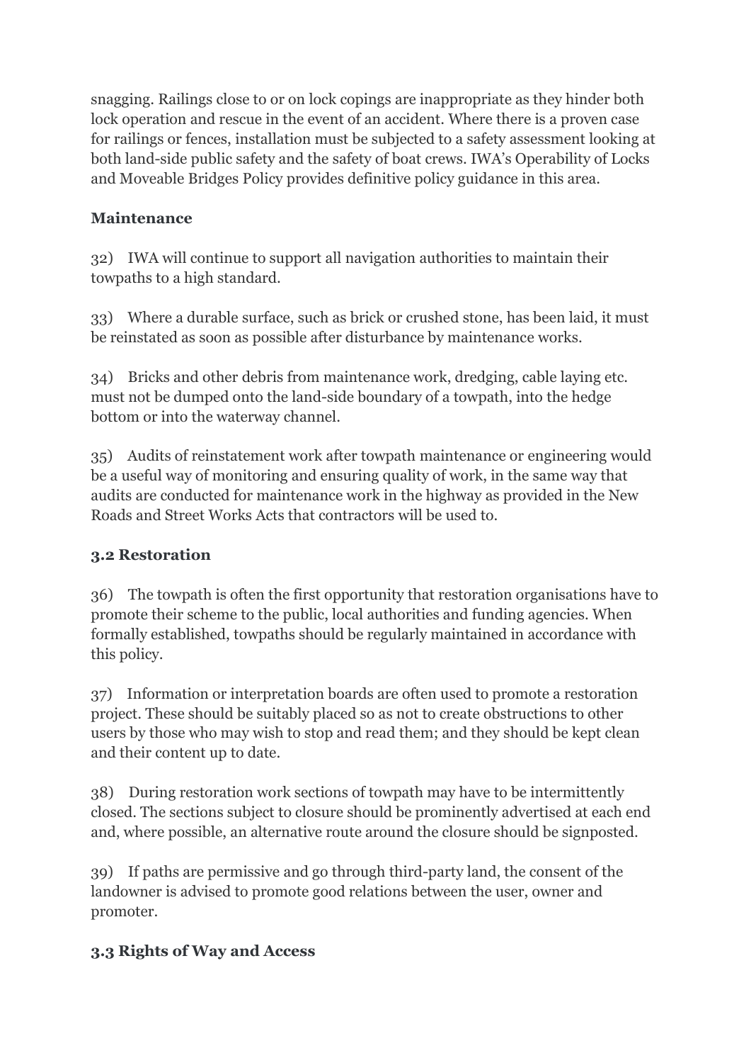snagging. Railings close to or on lock copings are inappropriate as they hinder both lock operation and rescue in the event of an accident. Where there is a proven case for railings or fences, installation must be subjected to a safety assessment looking at both land-side public safety and the safety of boat crews. IWA's Operability of Locks and Moveable Bridges Policy provides definitive policy guidance in this area.

**Maintenance**

32) IWA will continue to support all navigation authorities to maintain their towpaths to a high standard.

33) Where a durable surface, such as brick or crushed stone, has been laid, it must be reinstated as soon as possible after disturbance by maintenance works.

34) Bricks and other debris from maintenance work, dredging, cable laying etc. must not be dumped onto the land-side boundary of a towpath, into the hedge bottom or into the waterway channel.

35) Audits of reinstatement work after towpath maintenance or engineering would be a useful way of monitoring and ensuring quality of work, in the same way that audits are conducted for maintenance work in the highway as provided in the New Roads and Street Works Acts that contractors will be used to.

### 3.2 Restoration

36) The towpath is often the first opportunity that restoration organisations have to promote their scheme to the public, local authorities and funding agencies. When formally established, towpaths should be regularly maintained in accordance with this policy.

37) Information or interpretation boards are often used to promote a restoration project. These should be suitably placed so as not to create obstructions to other users by those who may wish to stop and read them; and they should be kept clean and their content up to date.

38) During restoration work sections of towpath may have to be intermittently closed. The sections subject to closure should be prominently advertised at each end and, where possible, an alternative route around the closure should be signposted.

39) If paths are permissive and go through third-party land, the consent of the landowner is advised to promote good relations between the user, owner and promoter.

### 3.3 Rights of Way and Access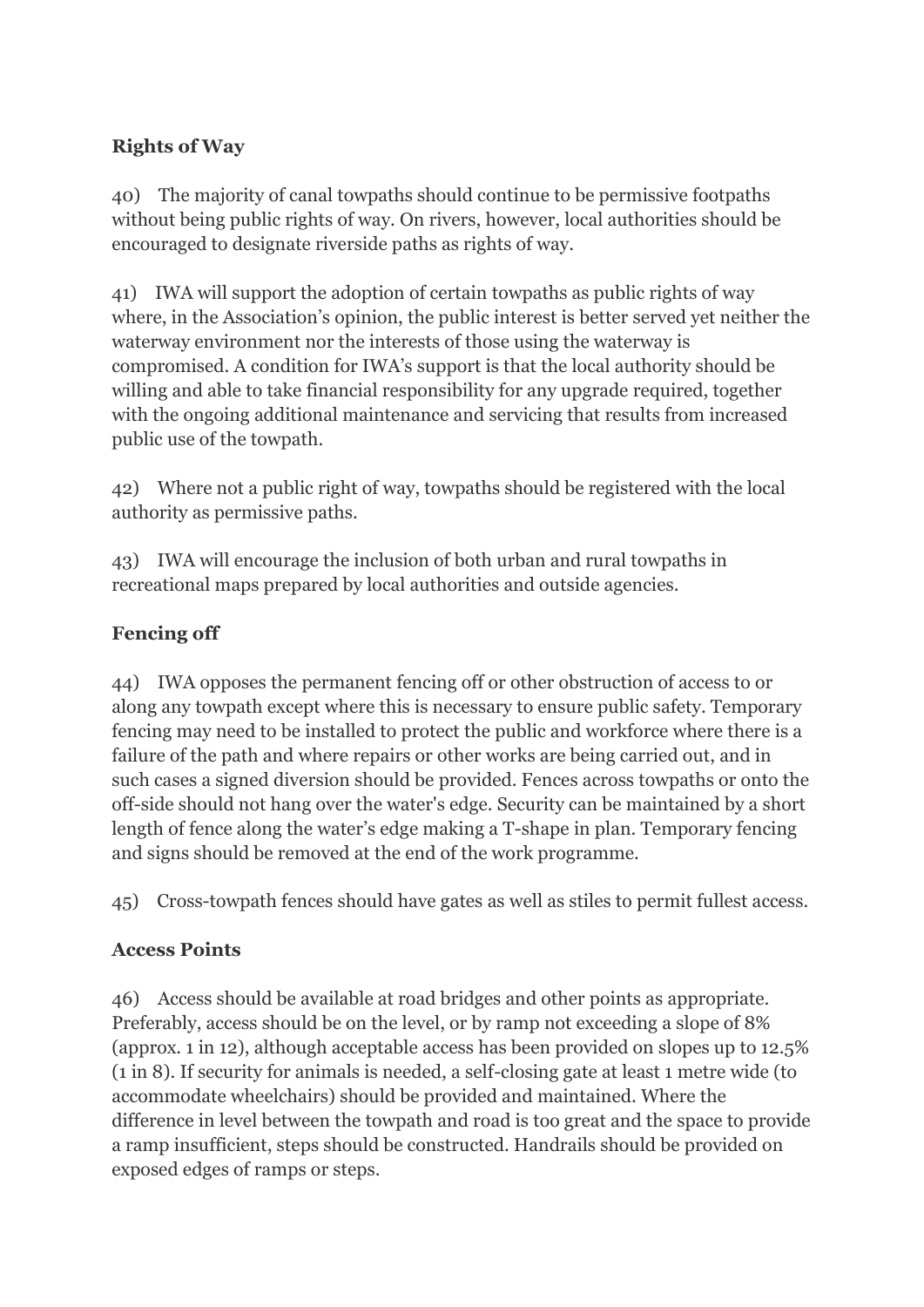**Rights of Way**

40) The majority of canal towpaths should continue to be permissive footpaths without being public rights of way. On rivers, however, local authorities should be encouraged to designate riverside paths as rights of way.

41) IWA will support the adoption of certain towpaths as public rights of way where, in the Association's opinion, the public interest is better served yet neither the waterway environment nor the interests of those using the waterway is compromised. A condition for IWA's support is that the local authority should be willing and able to take financial responsibility for any upgrade required, together with the ongoing additional maintenance and servicing that results from increased public use of the towpath.

42) Where not a public right of way, towpaths should be registered with the local authority as permissive paths.

43) IWA will encourage the inclusion of both urban and rural towpaths in recreational maps prepared by local authorities and outside agencies.

**Fencing off**

44) IWA opposes the permanent fencing off or other obstruction of access to or along any towpath except where this is necessary to ensure public safety. Temporary fencing may need to be installed to protect the public and workforce where there is a failure of the path and where repairs or other works are being carried out, and in such cases a signed diversion should be provided. Fences across towpaths or onto the off-side should not hang over the water's edge. Security can be maintained by a short length of fence along the water's edge making a T-shape in plan. Temporary fencing and signs should be removed at the end of the work programme.

45) Cross-towpath fences should have gates as well as stiles to permit fullest access.

**Access Points**

46) Access should be available at road bridges and other points as appropriate. Preferably, access should be on the level, or by ramp not exceeding a slope of 8% (approx. 1 in 12), although acceptable access has been provided on slopes up to 12.5% (1 in 8). If security for animals is needed, a self-closing gate at least 1 metre wide (to accommodate wheelchairs) should be provided and maintained. Where the difference in level between the towpath and road is too great and the space to provide a ramp insufficient, steps should be constructed. Handrails should be provided on exposed edges of ramps or steps.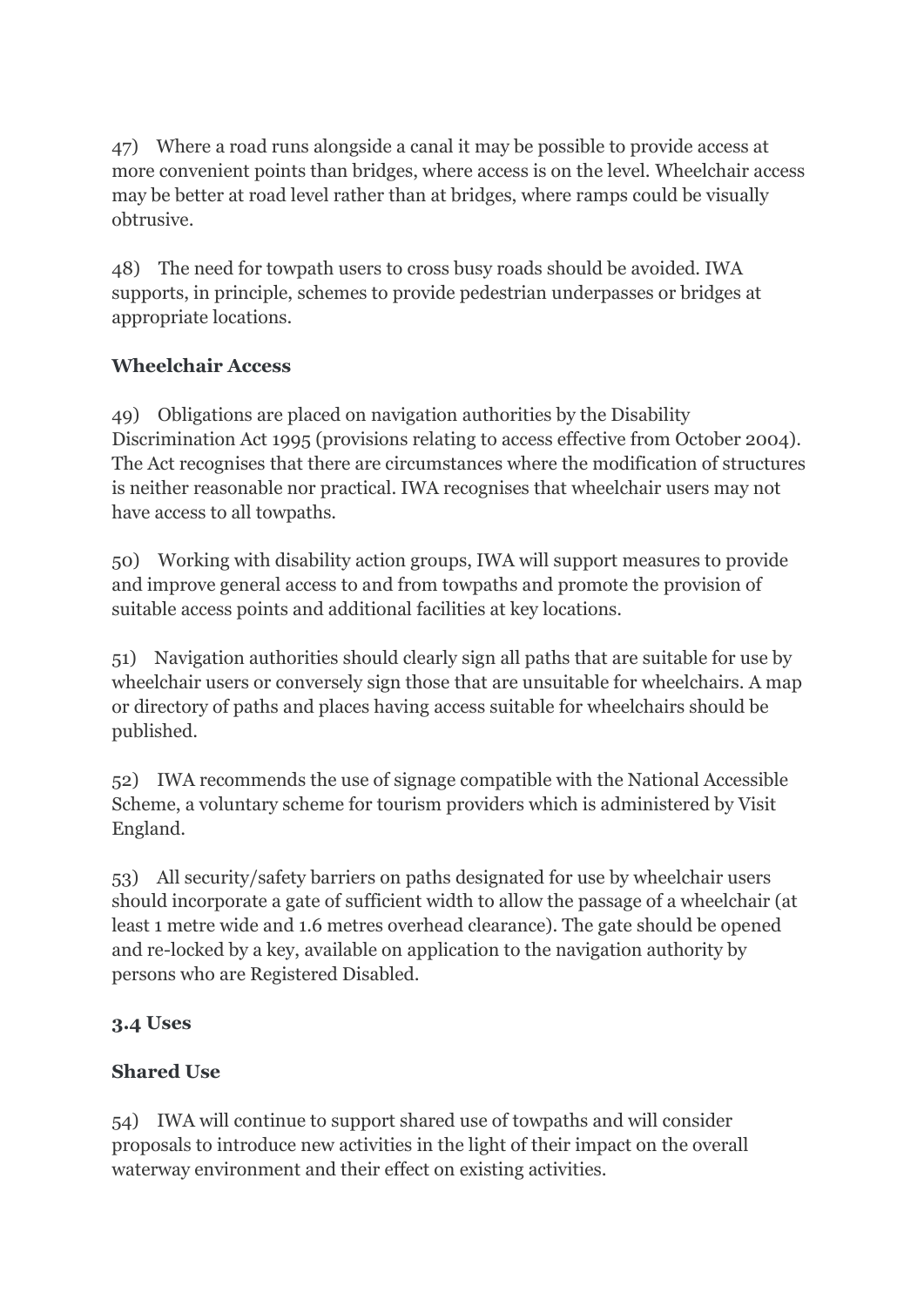47) Where a road runs alongside a canal it may be possible to provide access at more convenient points than bridges, where access is on the level. Wheelchair access may be better at road level rather than at bridges, where ramps could be visually obtrusive.

48) The need for towpath users to cross busy roads should be avoided. IWA supports, in principle, schemes to provide pedestrian underpasses or bridges at appropriate locations.

**Wheelchair Access**

49) Obligations are placed on navigation authorities by the Disability Discrimination Act 1995 (provisions relating to access effective from October 2004). The Act recognises that there are circumstances where the modification of structures is neither reasonable nor practical. IWA recognises that wheelchair users may not have access to all towpaths.

50) Working with disability action groups, IWA will support measures to provide and improve general access to and from towpaths and promote the provision of suitable access points and additional facilities at key locations.

51) Navigation authorities should clearly sign all paths that are suitable for use by wheelchair users or conversely sign those that are unsuitable for wheelchairs. A map or directory of paths and places having access suitable for wheelchairs should be published.

52) IWA recommends the use of signage compatible with the National Accessible Scheme, a voluntary scheme for tourism providers which is administered by Visit England.

53) All security/safety barriers on paths designated for use by wheelchair users should incorporate a gate of sufficient width to allow the passage of a wheelchair (at least 1 metre wide and 1.6 metres overhead clearance). The gate should be opened and re-locked by a key, available on application to the navigation authority by persons who are Registered Disabled.

### 3.4 Uses

**Shared Use**

54) IWA will continue to support shared use of towpaths and will consider proposals to introduce new activities in the light of their impact on the overall waterway environment and their effect on existing activities.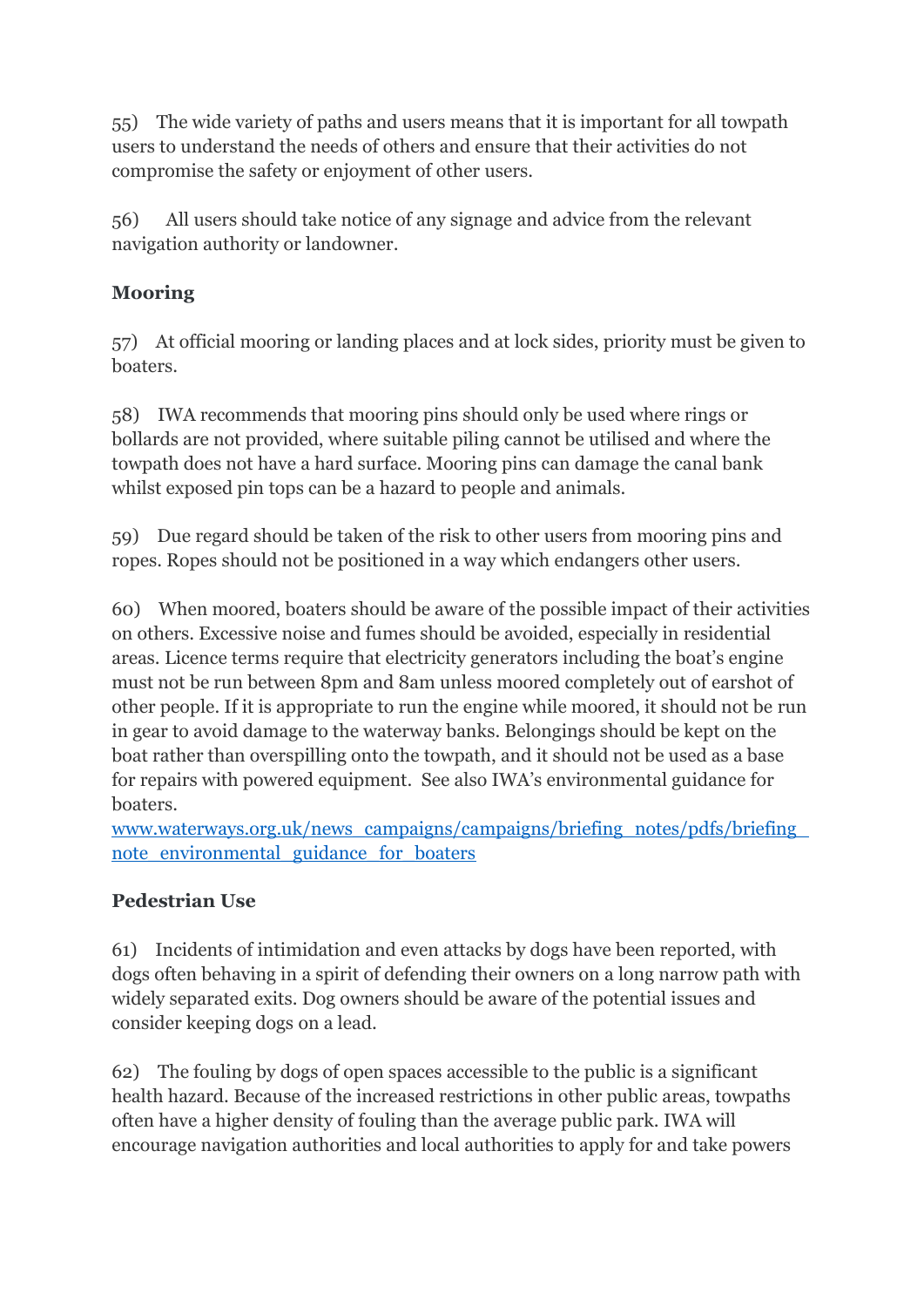55) The wide variety of paths and users means that it is important for all towpath users to understand the needs of others and ensure that their activities do not compromise the safety or enjoyment of other users.

56) All users should take notice of any signage and advice from the relevant navigation authority or landowner.

**Mooring**

57) At official mooring or landing places and at lock sides, priority must be given to boaters.

58) IWA recommends that mooring pins should only be used where rings or bollards are not provided, where suitable piling cannot be utilised and where the towpath does not have a hard surface. Mooring pins can damage the canal bank whilst exposed pin tops can be a hazard to people and animals.

59) Due regard should be taken of the risk to other users from mooring pins and ropes. Ropes should not be positioned in a way which endangers other users.

60) When moored, boaters should be aware of the possible impact of their activities on others. Excessive noise and fumes should be avoided, especially in residential areas. Licence terms require that electricity generators including the boat's engine must not be run between 8pm and 8am unless moored completely out of earshot of other people. If it is appropriate to run the engine while moored, it should not be run in gear to avoid damage to the waterway banks. Belongings should be kept on the boat rather than overspilling onto the towpath, and it should not be used as a base for repairs with powered equipment. See also IWA's environmental guidance for boaters.
[www.waterways.org.uk/news_campaigns/campaigns/briefing_notes/pdfs/briefing_note_environmental_guidance_for_boaters](www.waterways.org.uk/news_campaigns/campaigns/briefing_notes/pdfs/briefing_note_environmental_guidance_for_boaters)

**Pedestrian Use**

61) Incidents of intimidation and even attacks by dogs have been reported, with dogs often behaving in a spirit of defending their owners on a long narrow path with widely separated exits. Dog owners should be aware of the potential issues and consider keeping dogs on a lead.

62) The fouling by dogs of open spaces accessible to the public is a significant health hazard. Because of the increased restrictions in other public areas, towpaths often have a higher density of fouling than the average public park. IWA will encourage navigation authorities and local authorities to apply for and take powers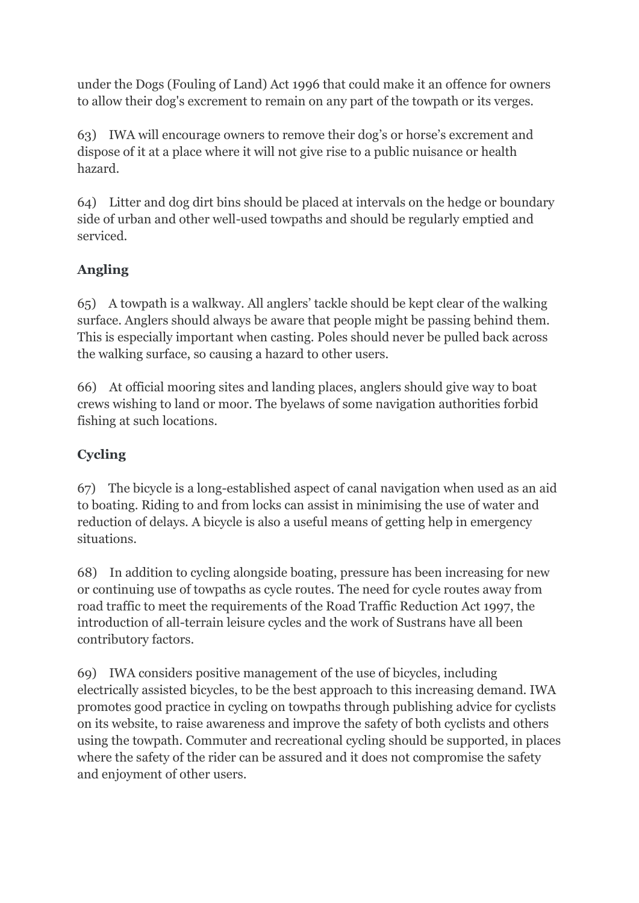under the Dogs (Fouling of Land) Act 1996 that could make it an offence for owners to allow their dog's excrement to remain on any part of the towpath or its verges.

63) IWA will encourage owners to remove their dog's or horse's excrement and dispose of it at a place where it will not give rise to a public nuisance or health hazard.

64) Litter and dog dirt bins should be placed at intervals on the hedge or boundary side of urban and other well-used towpaths and should be regularly emptied and serviced.

**Angling**

65) A towpath is a walkway. All anglers' tackle should be kept clear of the walking surface. Anglers should always be aware that people might be passing behind them. This is especially important when casting. Poles should never be pulled back across the walking surface, so causing a hazard to other users.

66) At official mooring sites and landing places, anglers should give way to boat crews wishing to land or moor. The byelaws of some navigation authorities forbid fishing at such locations.

**Cycling**

67) The bicycle is a long-established aspect of canal navigation when used as an aid to boating. Riding to and from locks can assist in minimising the use of water and reduction of delays. A bicycle is also a useful means of getting help in emergency situations.

68) In addition to cycling alongside boating, pressure has been increasing for new or continuing use of towpaths as cycle routes. The need for cycle routes away from road traffic to meet the requirements of the Road Traffic Reduction Act 1997, the introduction of all-terrain leisure cycles and the work of Sustrans have all been contributory factors.

69) IWA considers positive management of the use of bicycles, including electrically assisted bicycles, to be the best approach to this increasing demand. IWA promotes good practice in cycling on towpaths through publishing advice for cyclists on its website, to raise awareness and improve the safety of both cyclists and others using the towpath. Commuter and recreational cycling should be supported, in places where the safety of the rider can be assured and it does not compromise the safety and enjoyment of other users.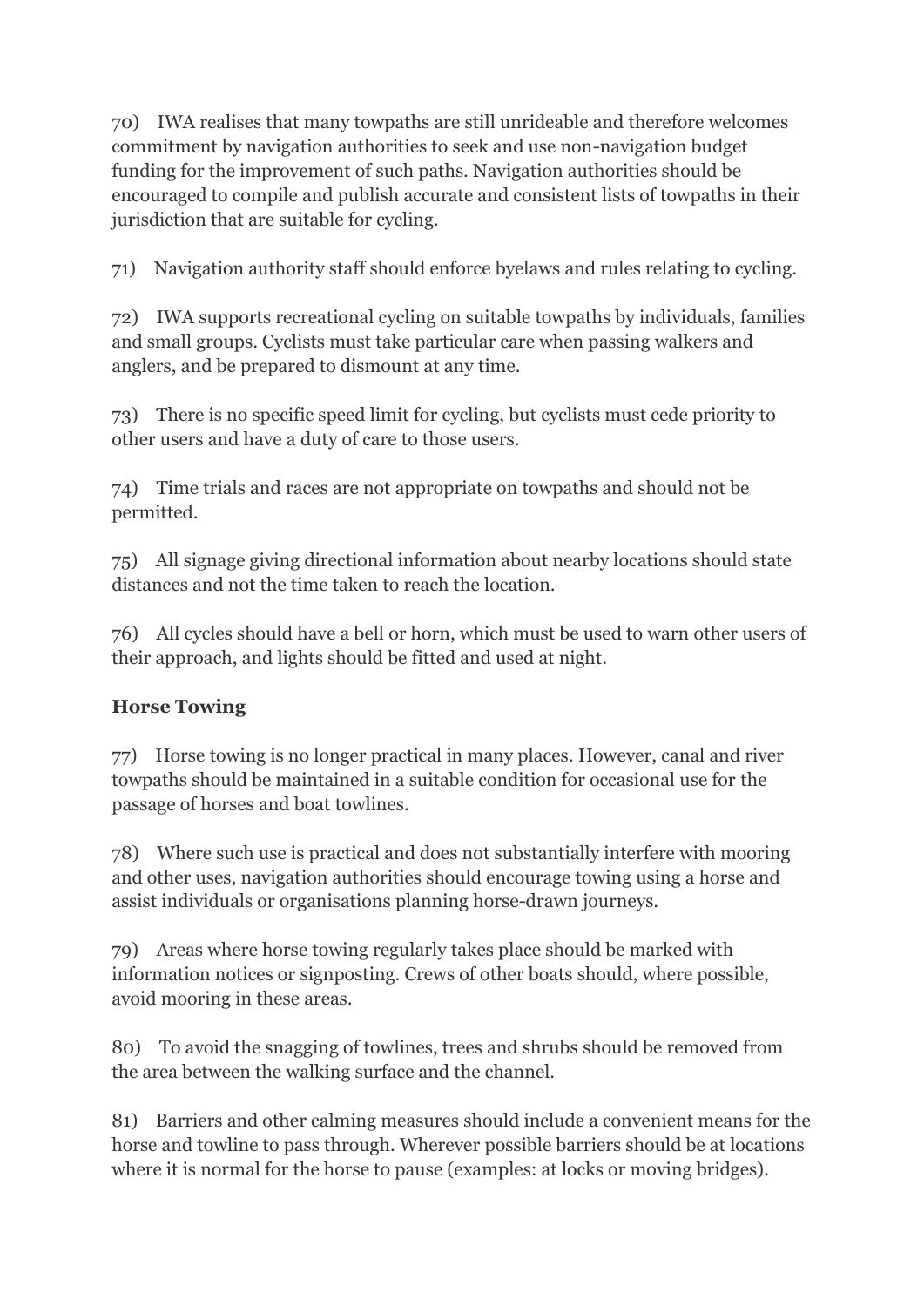70) IWA realises that many towpaths are still unrideable and therefore welcomes commitment by navigation authorities to seek and use non-navigation budget funding for the improvement of such paths. Navigation authorities should be encouraged to compile and publish accurate and consistent lists of towpaths in their jurisdiction that are suitable for cycling.

71) Navigation authority staff should enforce byelaws and rules relating to cycling.

72) IWA supports recreational cycling on suitable towpaths by individuals, families and small groups. Cyclists must take particular care when passing walkers and anglers, and be prepared to dismount at any time.

73) There is no specific speed limit for cycling, but cyclists must cede priority to other users and have a duty of care to those users.

74) Time trials and races are not appropriate on towpaths and should not be permitted.

75) All signage giving directional information about nearby locations should state distances and not the time taken to reach the location.

76) All cycles should have a bell or horn, which must be used to warn other users of their approach, and lights should be fitted and used at night.

**Horse Towing**

77) Horse towing is no longer practical in many places. However, canal and river towpaths should be maintained in a suitable condition for occasional use for the passage of horses and boat towlines.

78) Where such use is practical and does not substantially interfere with mooring and other uses, navigation authorities should encourage towing using a horse and assist individuals or organisations planning horse-drawn journeys.

79) Areas where horse towing regularly takes place should be marked with information notices or signposting. Crews of other boats should, where possible, avoid mooring in these areas.

80) To avoid the snagging of towlines, trees and shrubs should be removed from the area between the walking surface and the channel.

81) Barriers and other calming measures should include a convenient means for the horse and towline to pass through. Wherever possible barriers should be at locations where it is normal for the horse to pause (examples: at locks or moving bridges).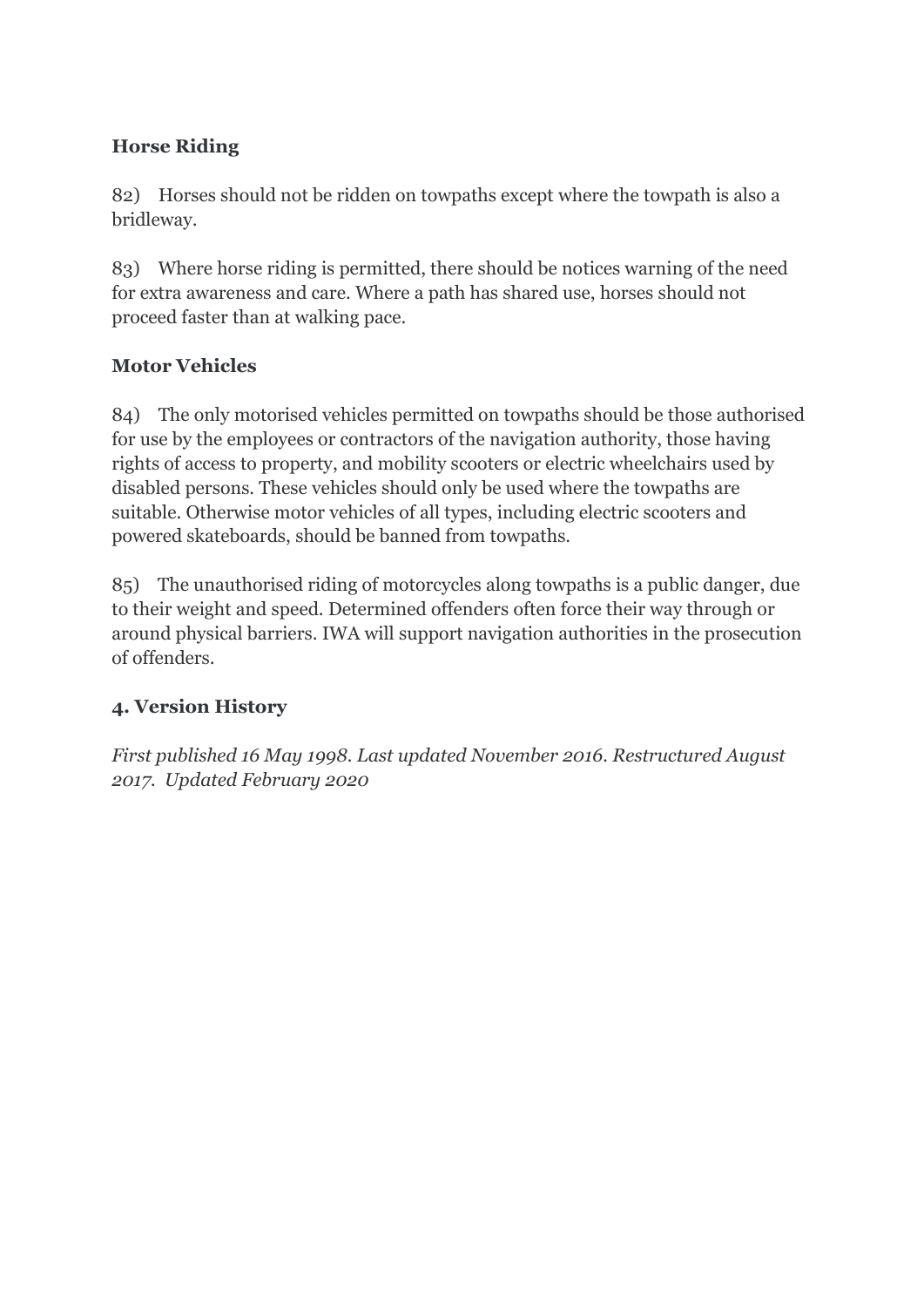### Horse Riding

82) Horses should not be ridden on towpaths except where the towpath is also a bridleway.

83) Where horse riding is permitted, there should be notices warning of the need for extra awareness and care. Where a path has shared use, horses should not proceed faster than at walking pace.

### Motor Vehicles

84) The only motorised vehicles permitted on towpaths should be those authorised for use by the employees or contractors of the navigation authority, those having rights of access to property, and mobility scooters or electric wheelchairs used by disabled persons. These vehicles should only be used where the towpaths are suitable. Otherwise motor vehicles of all types, including electric scooters and powered skateboards, should be banned from towpaths.

85) The unauthorised riding of motorcycles along towpaths is a public danger, due to their weight and speed. Determined offenders often force their way through or around physical barriers. IWA will support navigation authorities in the prosecution of offenders.

## 4. Version History

*First published 16 May 1998. Last updated November 2016. Restructured August 2017. Updated February 2020*